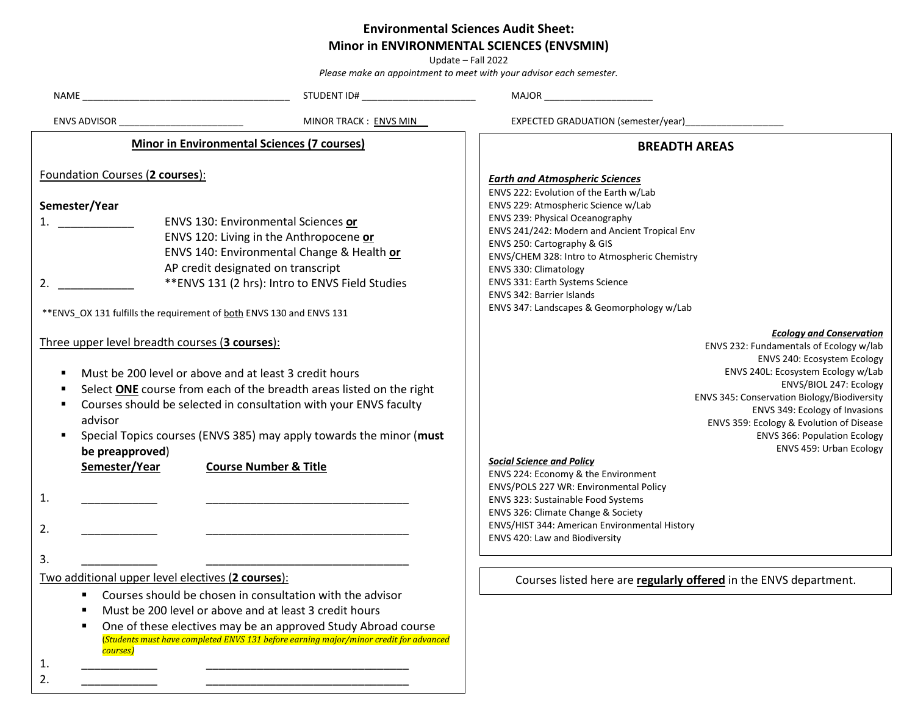# Environmental Sciences Audit Sheet:
# Minor in ENVIRONMENTAL SCIENCES (ENVSMIN)

Update – Fall 2022

*Please make an appointment to meet with your advisor each semester.*

NAME ________________________________________ STUDENT ID# ______________________ MAJOR _____________________

ENVS ADVISOR ________________________ MINOR TRACK : ENVS MIN EXPECTED GRADUATION (semester/year)___________________

## Minor in Environmental Sciences (7 courses)

Foundation Courses (**2 courses**):

**Semester/Year**

1. ____________ ENVS 130: Environmental Sciences **or**
   ENVS 120: Living in the Anthropocene **or**
   ENVS 140: Environmental Change & Health **or**
   AP credit designated on transcript
2. ____________ **ENVS 131 (2 hrs): Intro to ENVS Field Studies

**ENVS_OX 131 fulfills the requirement of both ENVS 130 and ENVS 131

Three upper level breadth courses (**3 courses**):

- Must be 200 level or above and at least 3 credit hours
- Select **ONE** course from each of the breadth areas listed on the right
- Courses should be selected in consultation with your ENVS faculty advisor
- Special Topics courses (ENVS 385) may apply towards the minor (**must be preapproved**)

| | Semester/Year | Course Number & Title |
|---|---|---|
| 1. | ____________ | _________________________________ |
| 2. | ____________ | _________________________________ |
| 3. | ____________ | _________________________________ |

Two additional upper level electives (**2 courses**):

- Courses should be chosen in consultation with the advisor
- Must be 200 level or above and at least 3 credit hours
- One of these electives may be an approved Study Abroad course

*(Students must have completed ENVS 131 before earning major/minor credit for advanced courses)*

| | | |
|---|---|---|
| 1. | ____________ | _________________________________ |
| 2. | ____________ | _________________________________ |

## BREADTH AREAS

***Earth and Atmospheric Sciences***

ENVS 222: Evolution of the Earth w/Lab
ENVS 229: Atmospheric Science w/Lab
ENVS 239: Physical Oceanography
ENVS 241/242: Modern and Ancient Tropical Env
ENVS 250: Cartography & GIS
ENVS/CHEM 328: Intro to Atmospheric Chemistry
ENVS 330: Climatology
ENVS 331: Earth Systems Science
ENVS 342: Barrier Islands
ENVS 347: Landscapes & Geomorphology w/Lab

***Ecology and Conservation***

ENVS 232: Fundamentals of Ecology w/lab
ENVS 240: Ecosystem Ecology
ENVS 240L: Ecosystem Ecology w/Lab
ENVS/BIOL 247: Ecology
ENVS 345: Conservation Biology/Biodiversity
ENVS 349: Ecology of Invasions
ENVS 359: Ecology & Evolution of Disease
ENVS 366: Population Ecology
ENVS 459: Urban Ecology

***Social Science and Policy***

ENVS 224: Economy & the Environment
ENVS/POLS 227 WR: Environmental Policy
ENVS 323: Sustainable Food Systems
ENVS 326: Climate Change & Society
ENVS/HIST 344: American Environmental History
ENVS 420: Law and Biodiversity

Courses listed here are **regularly offered** in the ENVS department.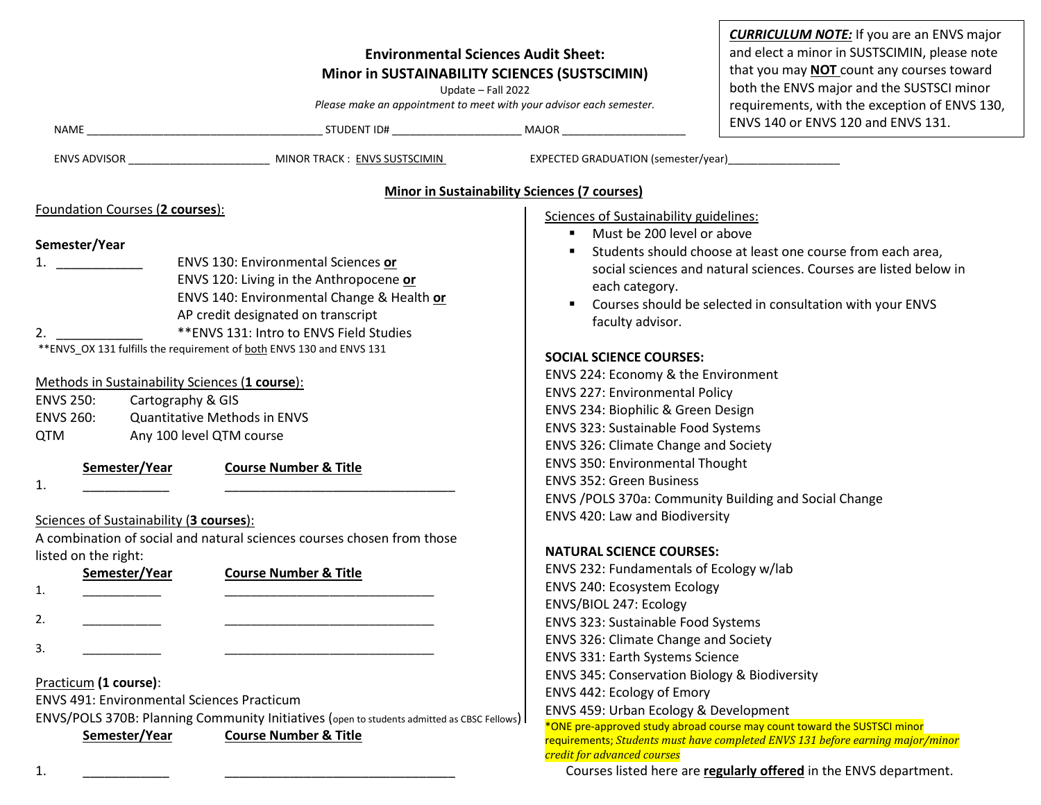**CURRICULUM NOTE:** If you are an ENVS major and elect a minor in SUSTSCIMIN, please note that you may **NOT** count any courses toward both the ENVS major and the SUSTSCI minor requirements, with the exception of ENVS 130, ENVS 140 or ENVS 120 and ENVS 131.

## Environmental Sciences Audit Sheet: Minor in SUSTAINABILITY SCIENCES (SUSTSCIMIN)

Update – Fall 2022

*Please make an appointment to meet with your advisor each semester.*

NAME ______________________________ STUDENT ID# ____________________ MAJOR ____________________

ENVS ADVISOR ______________________ MINOR TRACK : ENVS SUSTSCIMIN EXPECTED GRADUATION (semester/year)__________________

### Minor in Sustainability Sciences (7 courses)

Foundation Courses (**2 courses**):

**Semester/Year**

1. ____________ ENVS 130: Environmental Sciences **or** ENVS 120: Living in the Anthropocene **or** ENVS 140: Environmental Change & Health **or** AP credit designated on transcript
2. ____________ **ENVS 131: Intro to ENVS Field Studies

**ENVS_OX 131 fulfills the requirement of both ENVS 130 and ENVS 131

Methods in Sustainability Sciences (**1 course**):

ENVS 250: Cartography & GIS
ENVS 260: Quantitative Methods in ENVS
QTM Any 100 level QTM course

| | **Semester/Year** | **Course Number & Title** |
|---|---|---|
| 1. | ____________ | ________________________________ |

Sciences of Sustainability (**3 courses**):

A combination of social and natural sciences courses chosen from those listed on the right:

| | **Semester/Year** | **Course Number & Title** |
|---|---|---|
| 1. | ___________ | ______________________________ |
| 2. | ___________ | ______________________________ |
| 3. | ___________ | ______________________________ |

Practicum **(1 course)**:

ENVS 491: Environmental Sciences Practicum
ENVS/POLS 370B: Planning Community Initiatives (open to students admitted as CBSC Fellows)

| | **Semester/Year** | **Course Number & Title** |
|---|---|---|
| 1. | ____________ | ________________________________ |

Sciences of Sustainability guidelines:

- Must be 200 level or above
- Students should choose at least one course from each area, social sciences and natural sciences. Courses are listed below in each category.
- Courses should be selected in consultation with your ENVS faculty advisor.

**SOCIAL SCIENCE COURSES:**

ENVS 224: Economy & the Environment
ENVS 227: Environmental Policy
ENVS 234: Biophilic & Green Design
ENVS 323: Sustainable Food Systems
ENVS 326: Climate Change and Society
ENVS 350: Environmental Thought
ENVS 352: Green Business
ENVS /POLS 370a: Community Building and Social Change
ENVS 420: Law and Biodiversity

**NATURAL SCIENCE COURSES:**

ENVS 232: Fundamentals of Ecology w/lab
ENVS 240: Ecosystem Ecology
ENVS/BIOL 247: Ecology
ENVS 323: Sustainable Food Systems
ENVS 326: Climate Change and Society
ENVS 331: Earth Systems Science
ENVS 345: Conservation Biology & Biodiversity
ENVS 442: Ecology of Emory
ENVS 459: Urban Ecology & Development

*ONE pre-approved study abroad course may count toward the SUSTSCI minor requirements; *Students must have completed ENVS 131 before earning major/minor credit for advanced courses*

Courses listed here are **regularly offered** in the ENVS department.